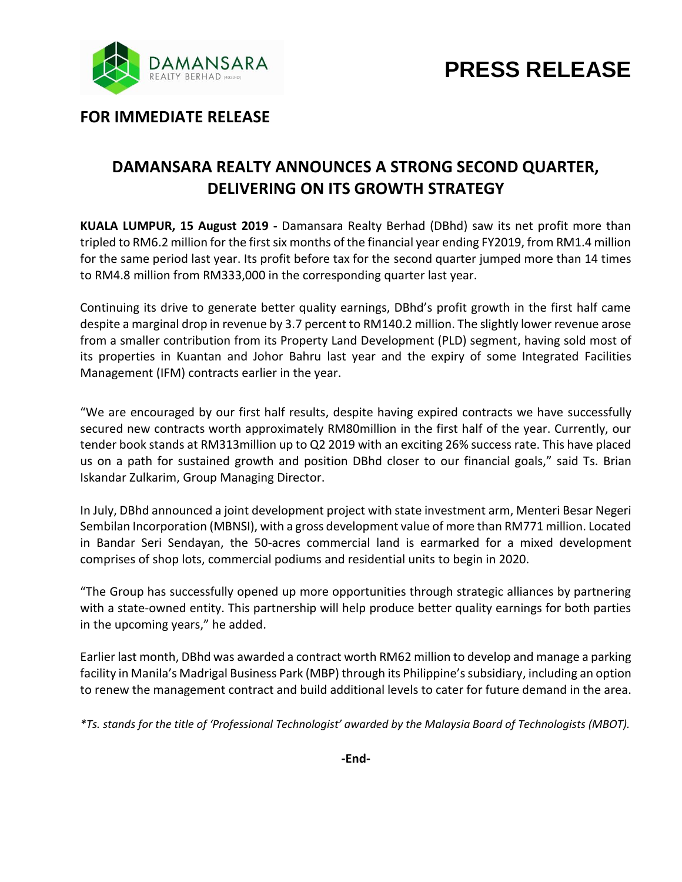DAMANSARA REALTY BERHAD

# PRESS RELEASE

**FOR IMMEDIATE RELEASE**

## DAMANSARA REALTY ANNOUNCES A STRONG SECOND QUARTER, DELIVERING ON ITS GROWTH STRATEGY

**KUALA LUMPUR, 15 August 2019 -** Damansara Realty Berhad (DBhd) saw its net profit more than tripled to RM6.2 million for the first six months of the financial year ending FY2019, from RM1.4 million for the same period last year. Its profit before tax for the second quarter jumped more than 14 times to RM4.8 million from RM333,000 in the corresponding quarter last year.

Continuing its drive to generate better quality earnings, DBhd's profit growth in the first half came despite a marginal drop in revenue by 3.7 percent to RM140.2 million. The slightly lower revenue arose from a smaller contribution from its Property Land Development (PLD) segment, having sold most of its properties in Kuantan and Johor Bahru last year and the expiry of some Integrated Facilities Management (IFM) contracts earlier in the year.

"We are encouraged by our first half results, despite having expired contracts we have successfully secured new contracts worth approximately RM80million in the first half of the year. Currently, our tender book stands at RM313million up to Q2 2019 with an exciting 26% success rate. This have placed us on a path for sustained growth and position DBhd closer to our financial goals," said Ts. Brian Iskandar Zulkarim, Group Managing Director.

In July, DBhd announced a joint development project with state investment arm, Menteri Besar Negeri Sembilan Incorporation (MBNSI), with a gross development value of more than RM771 million. Located in Bandar Seri Sendayan, the 50-acres commercial land is earmarked for a mixed development comprises of shop lots, commercial podiums and residential units to begin in 2020.

"The Group has successfully opened up more opportunities through strategic alliances by partnering with a state-owned entity. This partnership will help produce better quality earnings for both parties in the upcoming years," he added.

Earlier last month, DBhd was awarded a contract worth RM62 million to develop and manage a parking facility in Manila's Madrigal Business Park (MBP) through its Philippine's subsidiary, including an option to renew the management contract and build additional levels to cater for future demand in the area.

*\*Ts. stands for the title of 'Professional Technologist' awarded by the Malaysia Board of Technologists (MBOT).*

**-End-**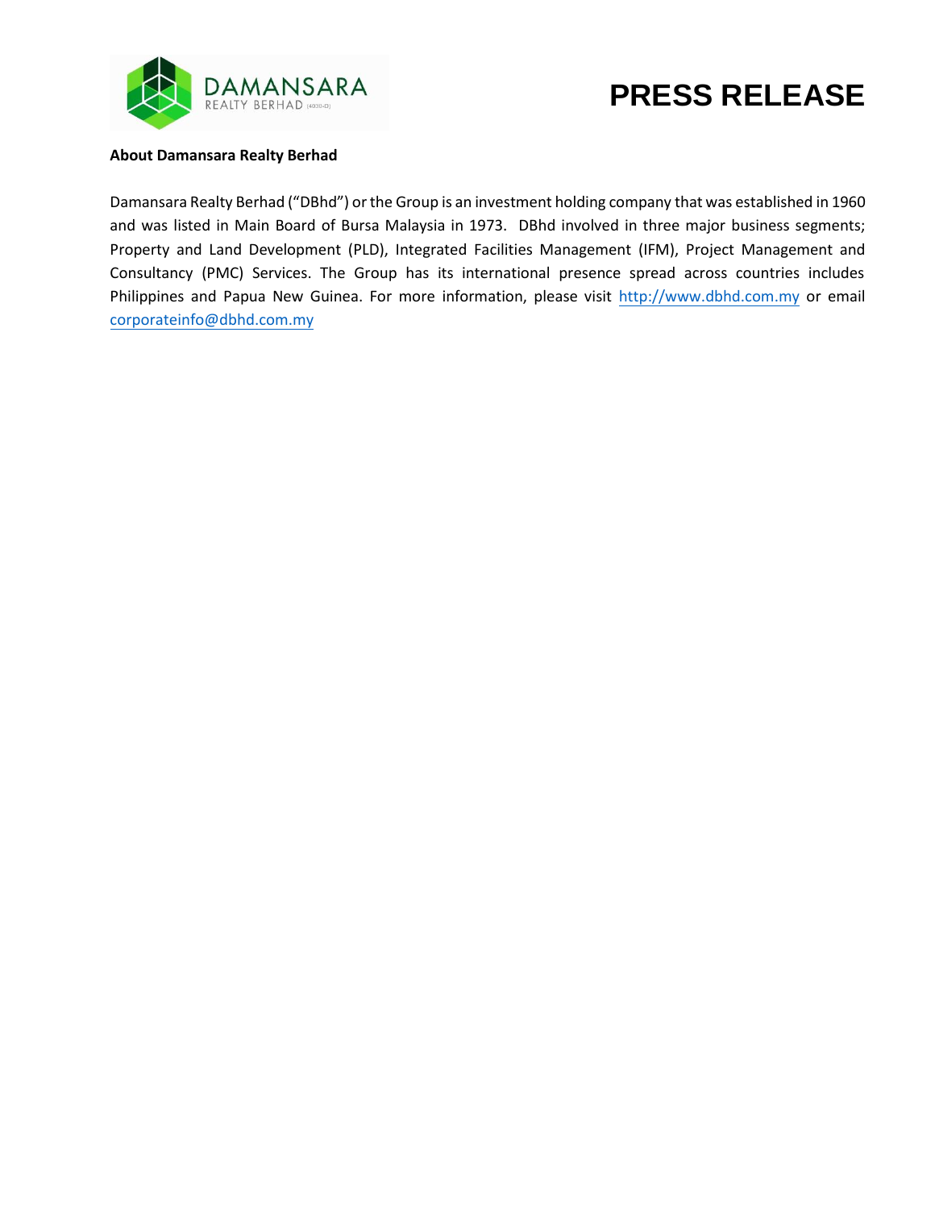**About Damansara Realty Berhad**

Damansara Realty Berhad ("DBhd") or the Group is an investment holding company that was established in 1960 and was listed in Main Board of Bursa Malaysia in 1973. DBhd involved in three major business segments; Property and Land Development (PLD), Integrated Facilities Management (IFM), Project Management and Consultancy (PMC) Services. The Group has its international presence spread across countries includes Philippines and Papua New Guinea. For more information, please visit http://www.dbhd.com.my or email corporateinfo@dbhd.com.my